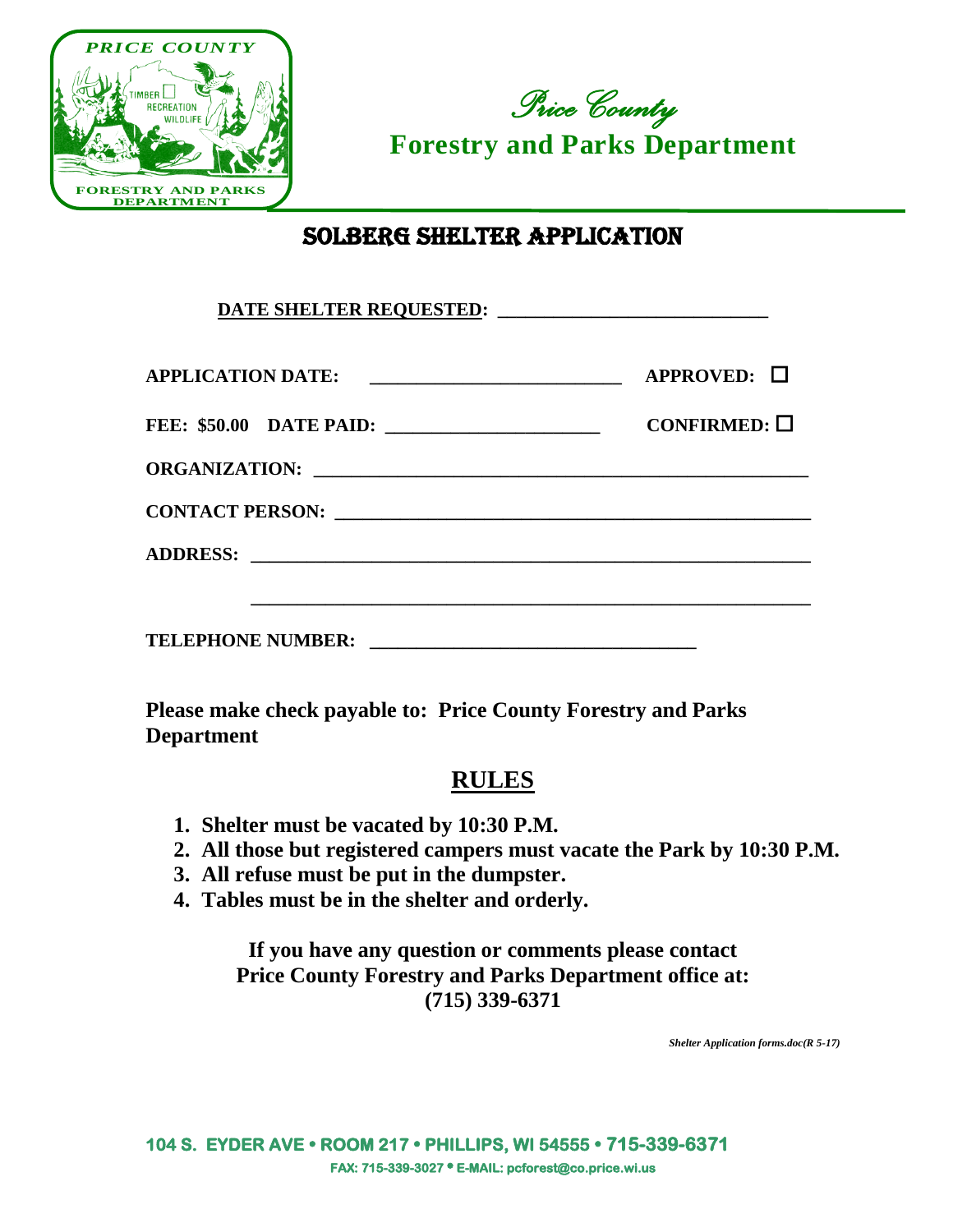PRICE COUNTY

TIMBER RECREATION WILDLIFE

FORESTRY AND PARKS DEPARTMENT

*Price County*

**Forestry and Parks Department**

## SOLBERG SHELTER APPLICATION

**DATE SHELTER REQUESTED: ___________________________**

**APPLICATION DATE: _________________________** **APPROVED: ☐**

**FEE: $50.00 DATE PAID: ______________________** **CONFIRMED: ☐**

**ORGANIZATION: __________________________________________________**

**CONTACT PERSON: ________________________________________________**

**ADDRESS: ________________________________________________________**

**________________________________________________________**

**TELEPHONE NUMBER: _________________________________**

**Please make check payable to: Price County Forestry and Parks Department**

## RULES

1. **Shelter must be vacated by 10:30 P.M.**
2. **All those but registered campers must vacate the Park by 10:30 P.M.**
3. **All refuse must be put in the dumpster.**
4. **Tables must be in the shelter and orderly.**

**If you have any question or comments please contact Price County Forestry and Parks Department office at: (715) 339-6371**

*Shelter Application forms.doc(R 5-17)*

**104 S. EYDER AVE • ROOM 217 • PHILLIPS, WI 54555 • 715-339-6371**

**FAX: 715-339-3027 • E-MAIL: pcforest@co.price.wi.us**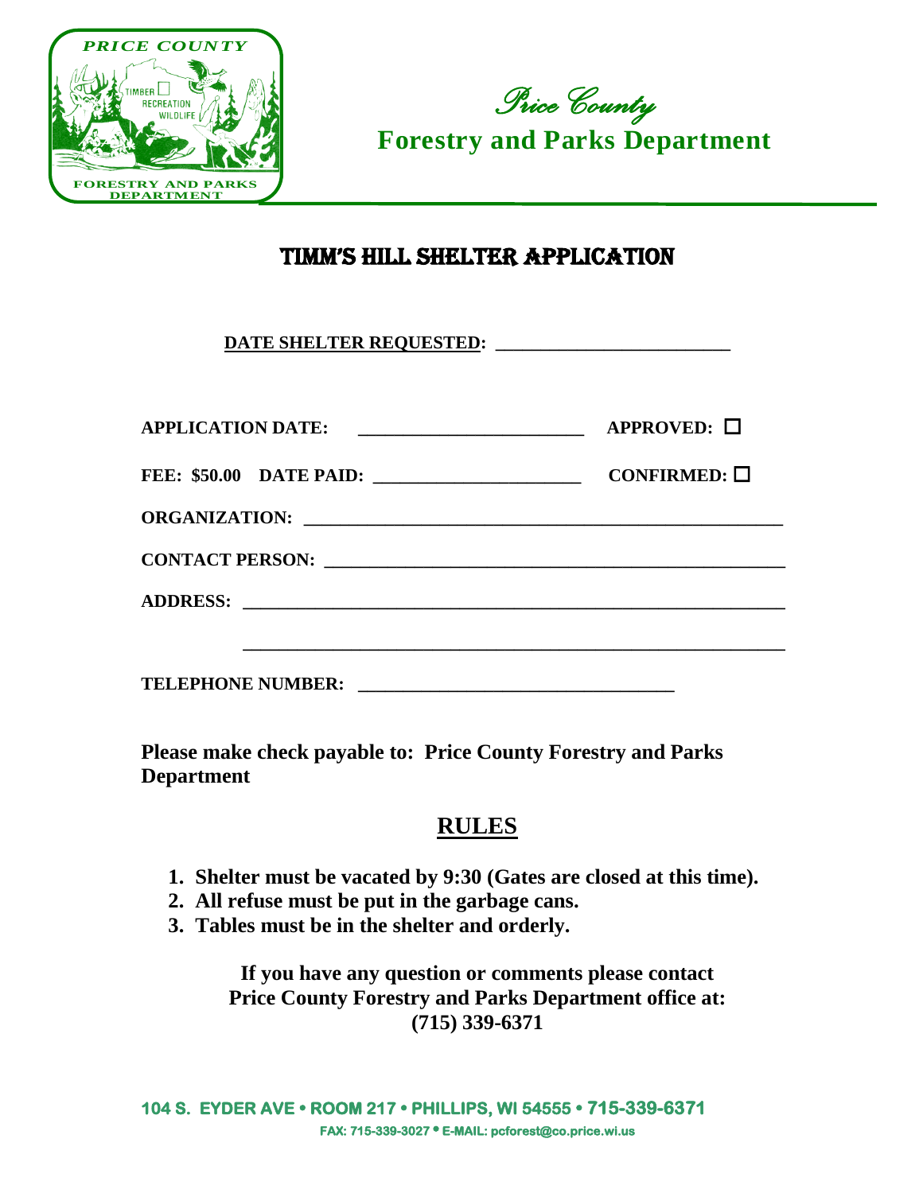PRICE COUNTY

TIMBER ☐ RECREATION WILDLIFE

FORESTRY AND PARKS DEPARTMENT

*Price County*

**Forestry and Parks Department**

# TIMM'S HILL SHELTER APPLICATION

**DATE SHELTER REQUESTED: _________________________**

**APPLICATION DATE: ________________________ APPROVED: ☐**

**FEE: $50.00 DATE PAID: ______________________ CONFIRMED: ☐**

**ORGANIZATION: ____________________________________________________**

**CONTACT PERSON: _________________________________________________**

**ADDRESS: _________________________________________________________**

**_________________________________________________________**

**TELEPHONE NUMBER: _________________________________**

**Please make check payable to: Price County Forestry and Parks Department**

## RULES

1. **Shelter must be vacated by 9:30 (Gates are closed at this time).**
2. **All refuse must be put in the garbage cans.**
3. **Tables must be in the shelter and orderly.**

**If you have any question or comments please contact**
**Price County Forestry and Parks Department office at:**
**(715) 339-6371**

**104 S. EYDER AVE • ROOM 217 • PHILLIPS, WI 54555 • 715-339-6371**
**FAX: 715-339-3027 • E-MAIL: pcforest@co.price.wi.us**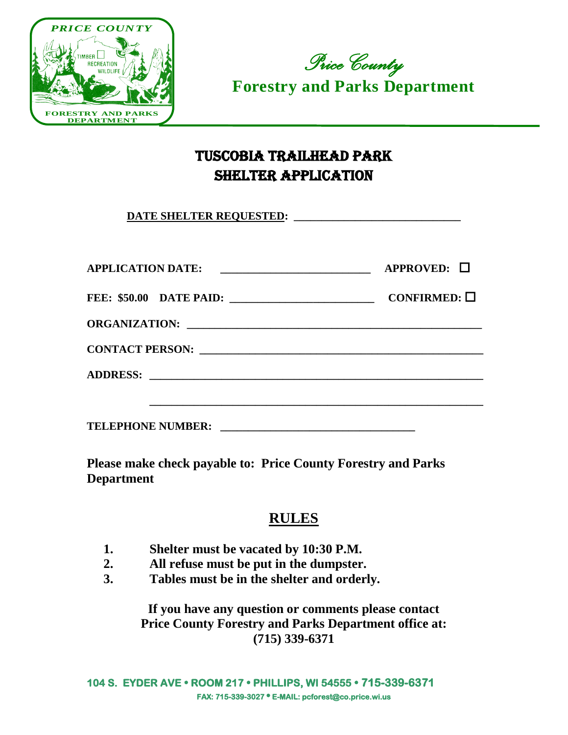PRICE COUNTY

FORESTRY AND PARKS DEPARTMENT

*Price County*

**Forestry and Parks Department**

# TUSCOBIA TRAILHEAD PARK
# SHELTER APPLICATION

**DATE SHELTER REQUESTED:** ______________________________

**APPLICATION DATE:** __________________________ **APPROVED:** ☐

**FEE: $50.00 DATE PAID:** _________________________ **CONFIRMED:** ☐

**ORGANIZATION:** ____________________________________________________

**CONTACT PERSON:** __________________________________________________

**ADDRESS:** ________________________________________________________

____________________________________________________________

**TELEPHONE NUMBER:** __________________________________

**Please make check payable to: Price County Forestry and Parks Department**

## RULES

1. **Shelter must be vacated by 10:30 P.M.**
2. **All refuse must be put in the dumpster.**
3. **Tables must be in the shelter and orderly.**

**If you have any question or comments please contact Price County Forestry and Parks Department office at: (715) 339-6371**

**104 S. EYDER AVE • ROOM 217 • PHILLIPS, WI 54555 • 715-339-6371**
**FAX: 715-339-3027 • E-MAIL: pcforest@co.price.wi.us**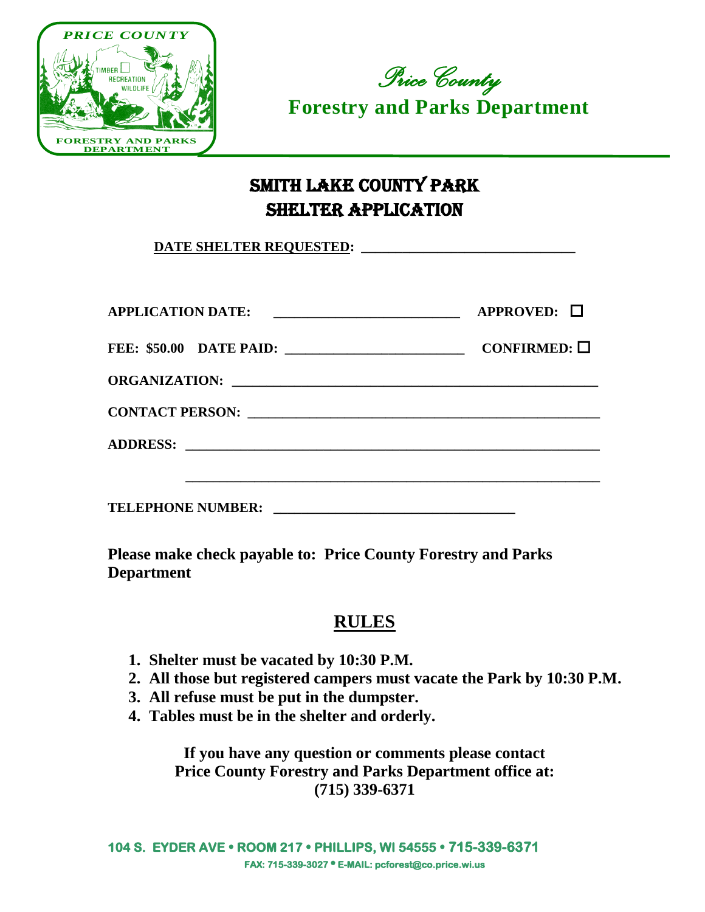*Price County*

**Forestry and Parks Department**

# SMITH LAKE COUNTY PARK
# SHELTER APPLICATION

**DATE SHELTER REQUESTED: ______________________________**

**APPLICATION DATE: __________________________ APPROVED: ☐**

**FEE: $50.00 DATE PAID: _________________________ CONFIRMED: ☐**

**ORGANIZATION: ___________________________________________________**

**CONTACT PERSON: ________________________________________________**

**ADDRESS: _______________________________________________________**

**_______________________________________________________**

**TELEPHONE NUMBER: __________________________________**

**Please make check payable to: Price County Forestry and Parks Department**

## RULES

1. **Shelter must be vacated by 10:30 P.M.**
2. **All those but registered campers must vacate the Park by 10:30 P.M.**
3. **All refuse must be put in the dumpster.**
4. **Tables must be in the shelter and orderly.**

**If you have any question or comments please contact Price County Forestry and Parks Department office at: (715) 339-6371**

**104 S. EYDER AVE • ROOM 217 • PHILLIPS, WI 54555 • 715-339-6371**
**FAX: 715-339-3027 • E-MAIL: pcforest@co.price.wi.us**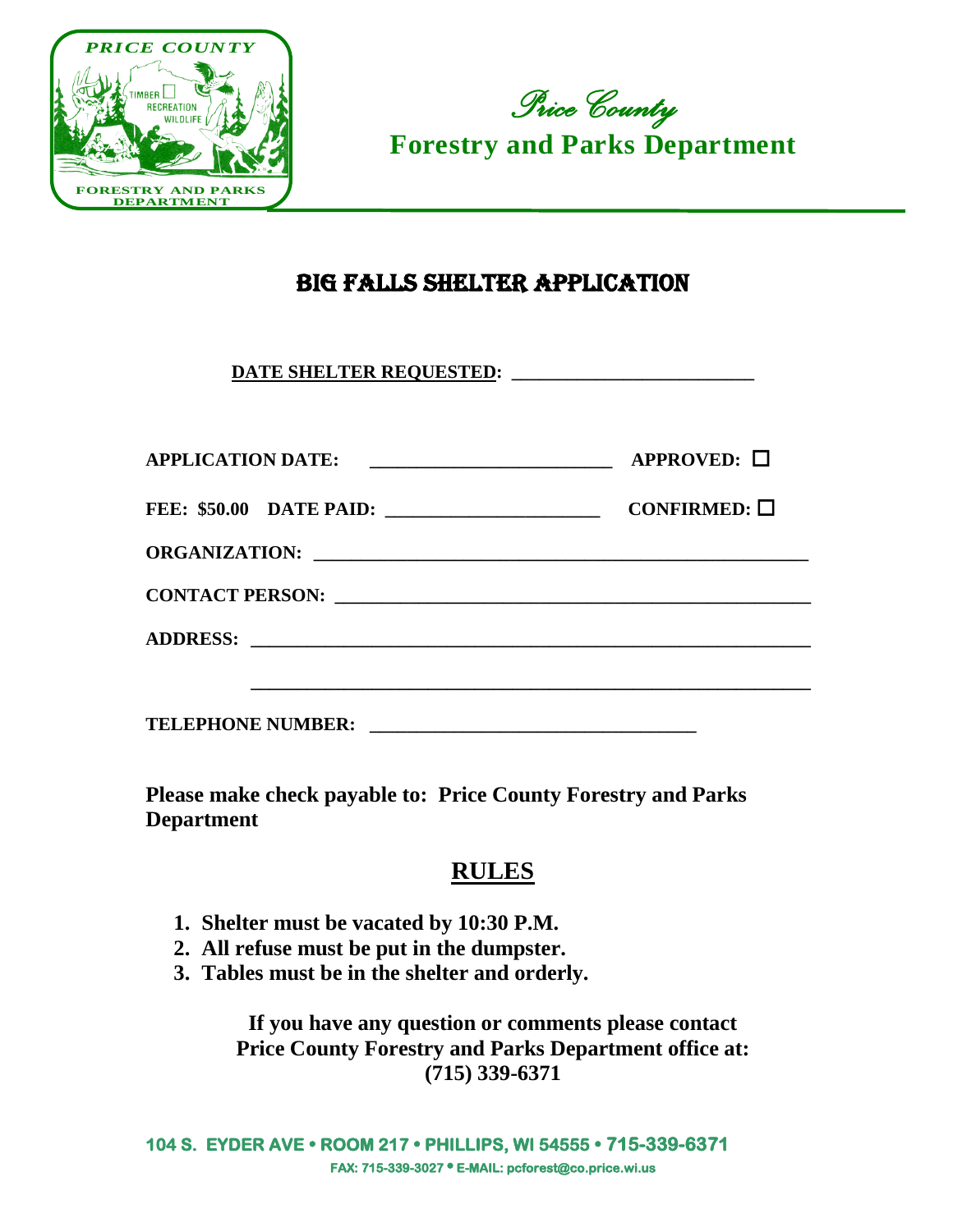PRICE COUNTY

TIMBER RECREATION WILDLIFE

FORESTRY AND PARKS DEPARTMENT

*Price County*

**Forestry and Parks Department**

# BIG FALLS SHELTER APPLICATION

**DATE SHELTER REQUESTED:** ___________________________

**APPLICATION DATE:** ___________________________ **APPROVED:** ☐

**FEE: $50.00 DATE PAID:** ________________________ **CONFIRMED:** ☐

**ORGANIZATION:** _______________________________________________________

**CONTACT PERSON:** _____________________________________________________

**ADDRESS:** ____________________________________________________________

_______________________________________________________________

**TELEPHONE NUMBER:** ___________________________________

**Please make check payable to: Price County Forestry and Parks Department**

## RULES

1. **Shelter must be vacated by 10:30 P.M.**
2. **All refuse must be put in the dumpster.**
3. **Tables must be in the shelter and orderly.**

**If you have any question or comments please contact Price County Forestry and Parks Department office at: (715) 339-6371**

**104 S. EYDER AVE • ROOM 217 • PHILLIPS, WI 54555 • 715-339-6371**

**FAX: 715-339-3027 • E-MAIL: pcforest@co.price.wi.us**